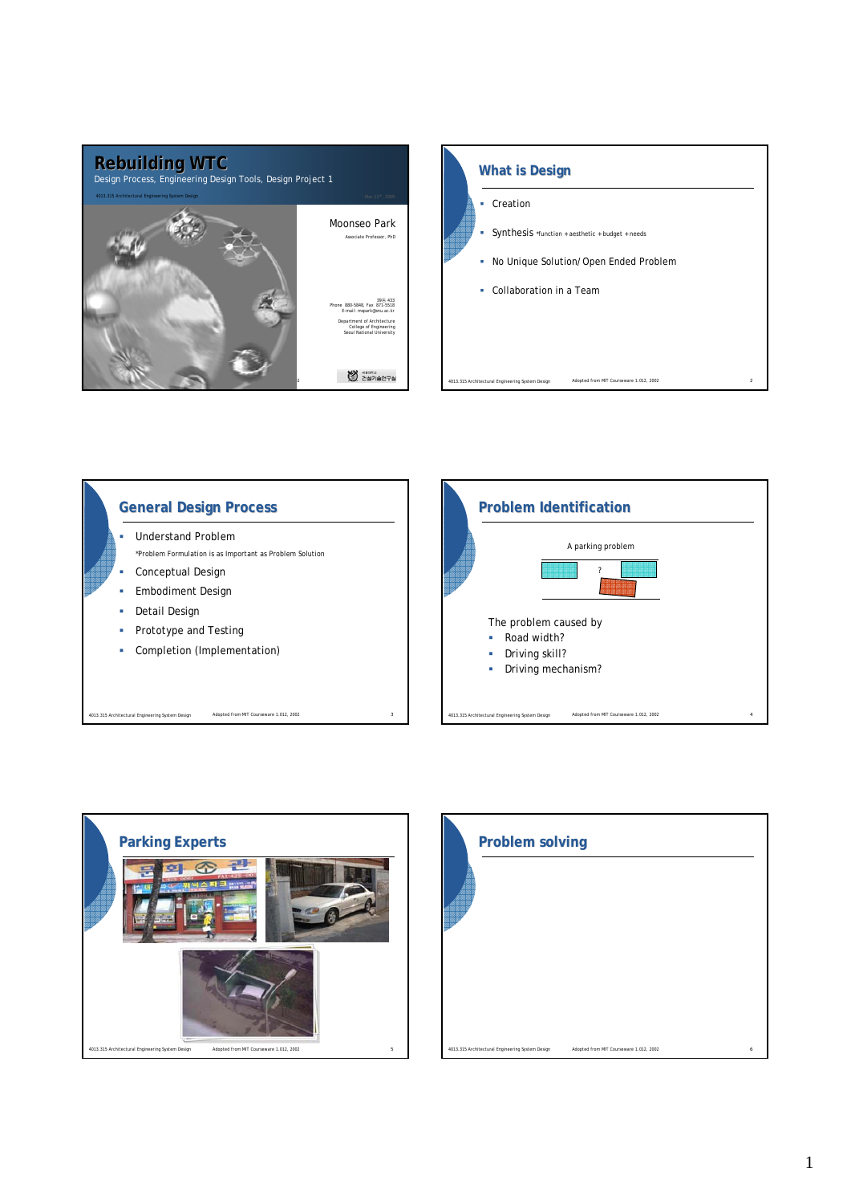# Rebuilding WTC

Design Process, Engineering Design Tools, Design Project 1

Moonseo Park

Associate Professor, PhD

39동 433

Phone 880-5848, Fax 871-5518

E-mail: mspark@snu.ac.kr

Department of Architecture

College of Engineering

Seoul National University

## What is Design

- Creation
- Synthesis *function + aesthetic + budget + needs
- No Unique Solution/ Open Ended Problem
- Collaboration in a Team

## General Design Process

- Understand Problem
  *Problem Formulation is as Important as Problem Solution
- Conceptual Design
- Embodiment Design
- Detail Design
- Prototype and Testing
- Completion (Implementation)

## Problem Identification

A parking problem

?

The problem caused by

- Road width?
- Driving skill?
- Driving mechanism?

## Parking Experts

## Problem solving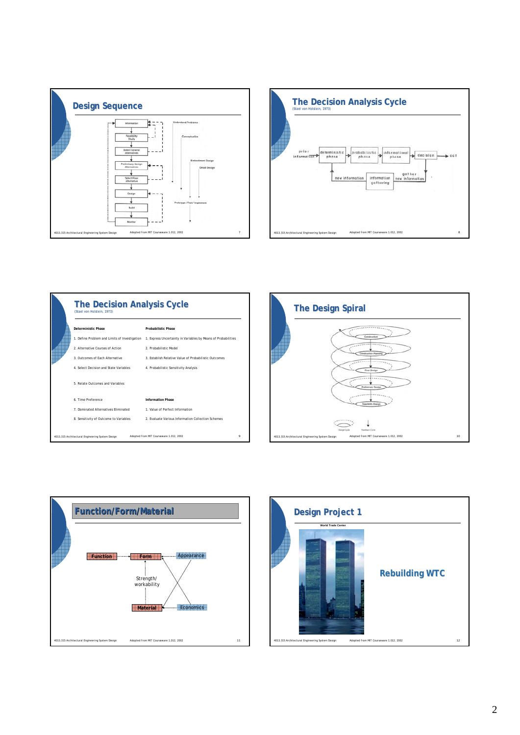## Design Sequence

Information → Feasibility Study → Select Several Alternatives → Preliminary Design Alternatives → Select Final Alternative → Design → Build → Monitor

Understand Problems

Conceptualize

Embodiment Design

Detail Design

Prototype /Test/ Implement

## The Decision Analysis Cycle

(Stael von Holstein, 1973)

prior information → deterministic phase → probabilistic phase → informational phase → decision → act

new information ← information gathering ← gather new information

## The Decision Analysis Cycle

(Stael von Holstein, 1973)

**Deterministic Phase**

1. Define Problem and Limits of Investigation
2. Alternative Courses of Action
3. Outcomes of Each Alternative
4. Select Decision and State Variables
5. Relate Outcomes and Variables
6. Time Preference
7. Dominated Alternatives Eliminated
8. Sensitivity of Outcome to Variables

**Probabilistic Phase**

1. Express Uncertainty in Variables by Means of Probabilities
2. Probabilistic Model
3. Establish Relative Value of Probabilistic Outcomes
4. Probabilistic Sensitivity Analysis

**Information Phase**

1. Value of Perfect Information
2. Evaluate Various Information Collection Schemes

## The Design Spiral

Construction

Construction Planning

Final Design

Preliminary Design

Feasibility Design

Design Cycle

Feedback Cycle

## Function/Form/Material

Function → Form → Appearance

Strength/ workability

Material → Economics

## Design Project 1

World Trade Center

**Rebuilding WTC**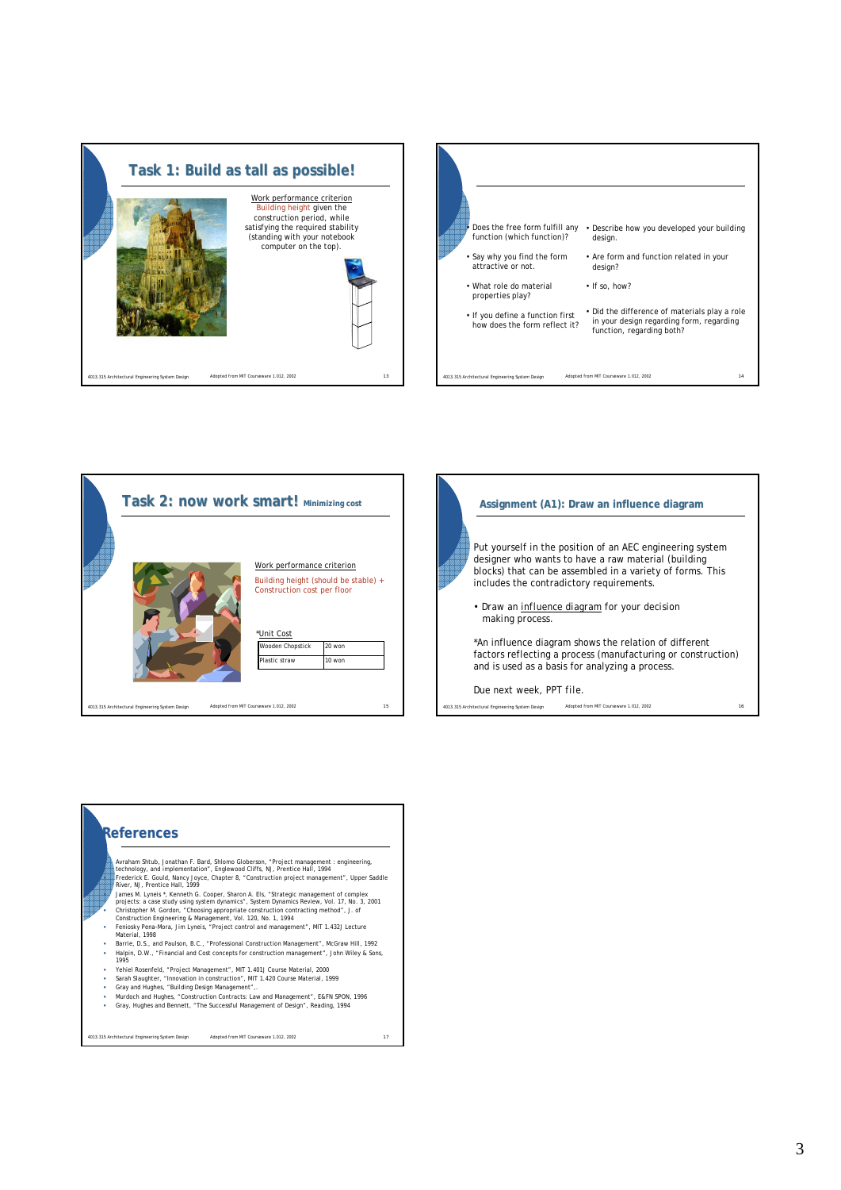## Task 1: Build as tall as possible!

Work performance criterion
Building height given the construction period, while satisfying the required stability (standing with your notebook computer on the top).

---

- Does the free form fulfill any function (which function)?
- Say why you find the form attractive or not.
- What role do material properties play?
- If you define a function first how does the form reflect it?
- Describe how you developed your building design.
- Are form and function related in your design?
- If so, how?
- Did the difference of materials play a role in your design regarding form, regarding function, regarding both?

---

## Task 2: now work smart! Minimizing cost

Work performance criterion
Building height (should be stable) + Construction cost per floor

*Unit Cost

| | |
|---|---|
| Wooden Chopstick | 20 won |
| Plastic straw | 10 won |

---

## Assignment (A1): Draw an influence diagram

Put yourself in the position of an AEC engineering system designer who wants to have a raw material (building blocks) that can be assembled in a variety of forms. This includes the contradictory requirements.

- Draw an influence diagram for your decision making process.

*An influence diagram shows the relation of different factors reflecting a process (manufacturing or construction) and is used as a basis for analyzing a process.

Due next week, PPT file.

---

## References

- Avraham Shtub, Jonathan F. Bard, Shlomo Globerson, "Project management : engineering, technology, and implementation", Englewood Cliffs, NJ, Prentice Hall, 1994
- Frederick E. Gould, Nancy Joyce, Chapter 8, "Construction project management", Upper Saddle River, NJ, Prentice Hall, 1999
- James M. Lyneis *, Kenneth G. Cooper, Sharon A. Els, "Strategic management of complex projects: a case study using system dynamics", System Dynamics Review, Vol. 17, No. 3, 2001
- Christopher M. Gordon, "Choosing appropriate construction contracting method", J. of Construction Engineering & Management, Vol. 120, No. 1, 1994
- Feniosky Pena-Mora, Jim Lyneis, "Project control and management", MIT 1.432J Lecture Material, 1998
- Barrie, D.S., and Paulson, B.C., "Professional Construction Management", McGraw Hill, 1992
- Halpin, D.W., "Financial and Cost concepts for construction management", John Wiley & Sons, 1995
- Yehiel Rosenfeld, "Project Management", MIT 1.401J Course Material, 2000
- Sarah Slaughter, "Innovation in construction", MIT 1.420 Course Material, 1999
- Gray and Hughes, "Building Design Management",.
- Murdoch and Hughes, "Construction Contracts: Law and Management", E&FN SPON, 1996
- Gray, Hughes and Bennett, "The Successful Management of Design", Reading, 1994